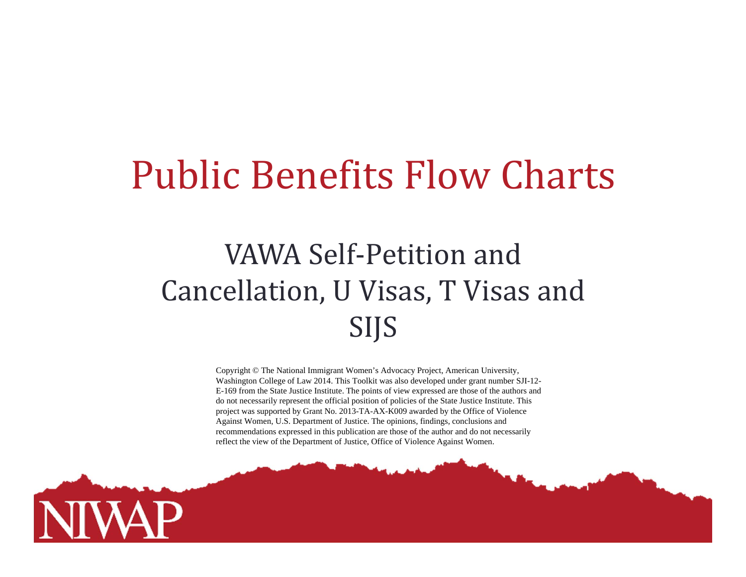# Public Benefits Flow Charts

## VAWA Self-Petition and Cancellation, U Visas, T Visas and SIJS

Copyright © The National Immigrant Women's Advocacy Project, American University, Washington College of Law 2014. This Toolkit was also developed under grant number SJI-12-E-169 from the State Justice Institute. The points of view expressed are those of the authors and do not necessarily represent the official position of policies of the State Justice Institute. This project was supported by Grant No. 2013-TA-AX-K009 awarded by the Office of Violence Against Women, U.S. Department of Justice. The opinions, findings, conclusions and recommendations expressed in this publication are those of the author and do not necessarily reflect the view of the Department of Justice, Office of Violence Against Women.

NIWAP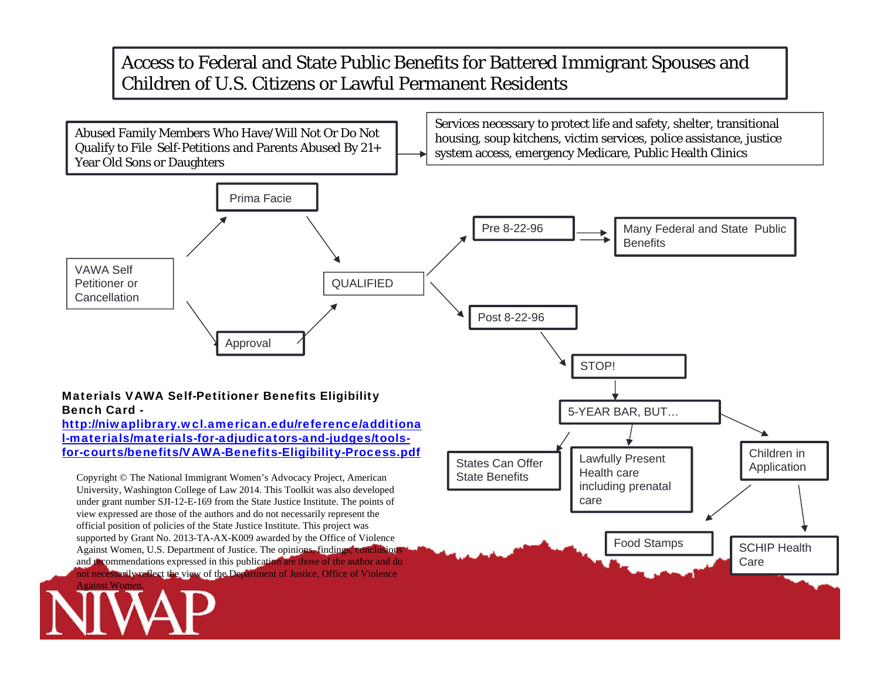# Access to Federal and State Public Benefits for Battered Immigrant Spouses and Children of U.S. Citizens or Lawful Permanent Residents

Abused Family Members Who Have/Will Not Or Do Not Qualify to File Self-Petitions and Parents Abused By 21+ Year Old Sons or Daughters → Services necessary to protect life and safety, shelter, transitional housing, soup kitchens, victim services, police assistance, justice system access, emergency Medicare, Public Health Clinics

VAWA Self Petitioner or Cancellation → Prima Facie → QUALIFIED

VAWA Self Petitioner or Cancellation → Approval → QUALIFIED

QUALIFIED → Pre 8-22-96 → Many Federal and State Public Benefits

QUALIFIED → Post 8-22-96 → STOP! → 5-YEAR BAR, BUT…

5-YEAR BAR, BUT… → States Can Offer State Benefits

5-YEAR BAR, BUT… → Lawfully Present Health care including prenatal care

5-YEAR BAR, BUT… → Children in Application → Food Stamps

Children in Application → SCHIP Health Care

**Materials VAWA Self-Petitioner Benefits Eligibility Bench Card -** http://niwaplibrary.wcl.american.edu/reference/additional-materials/materials-for-adjudicators-and-judges/tools-for-courts/benefits/VAWA-Benefits-Eligibility-Process.pdf

Copyright © The National Immigrant Women's Advocacy Project, American University, Washington College of Law 2014. This Toolkit was also developed under grant number SJI-12-E-169 from the State Justice Institute. The points of view expressed are those of the authors and do not necessarily represent the official position of policies of the State Justice Institute. This project was supported by Grant No. 2013-TA-AX-K009 awarded by the Office of Violence Against Women, U.S. Department of Justice. The opinions, findings, conclusions and recommendations expressed in this publication are those of the author and do not necessarily reflect the view of the Department of Justice, Office of Violence Against Women.

NIWAP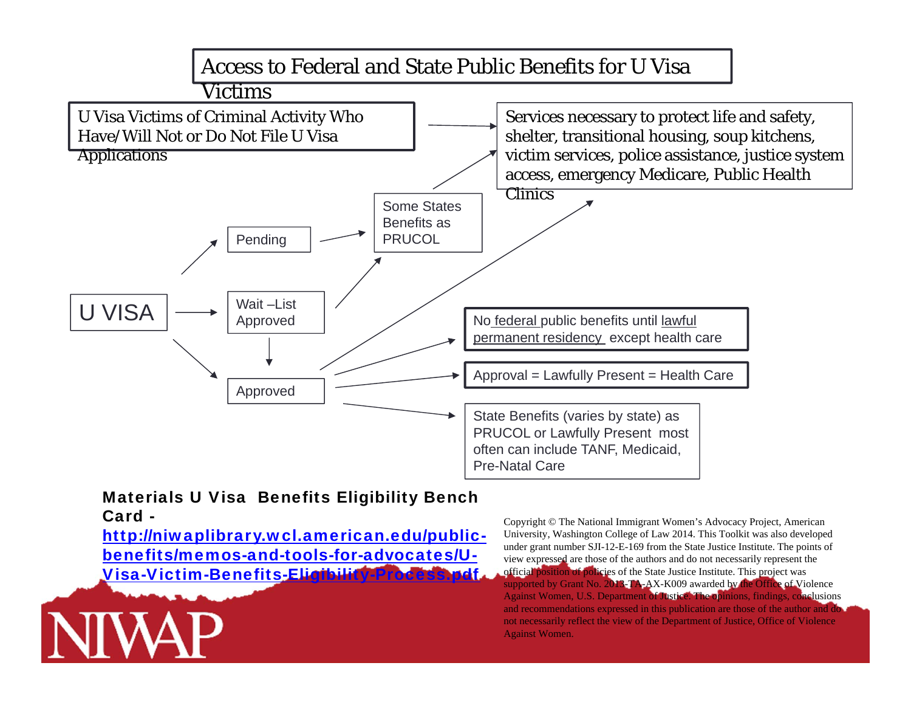# Access to Federal and State Public Benefits for U Visa Victims

U Visa Victims of Criminal Activity Who Have/Will Not or Do Not File U Visa Applications → Services necessary to protect life and safety, shelter, transitional housing, soup kitchens, victim services, police assistance, justice system access, emergency Medicare, Public Health Clinics

U VISA
- → Pending → Some States Benefits as PRUCOL
- → Wait –List Approved → Some States Benefits as PRUCOL
- → Wait –List Approved → Approved
- → Approved

Some States Benefits as PRUCOL → Services necessary to protect life and safety, shelter, transitional housing, soup kitchens, victim services, police assistance, justice system access, emergency Medicare, Public Health Clinics

Approved:
- → Services necessary to protect life and safety, shelter, transitional housing, soup kitchens, victim services, police assistance, justice system access, emergency Medicare, Public Health Clinics
- → No federal public benefits until lawful permanent residency except health care
- → Approval = Lawfully Present = Health Care
- → State Benefits (varies by state) as PRUCOL or Lawfully Present most often can include TANF, Medicaid, Pre-Natal Care

**Materials U Visa Benefits Eligibility Bench Card - [http://niwaplibrary.wcl.american.edu/public-benefits/memos-and-tools-for-advocates/U-Visa-Victim-Benefits-Eligibility-Process.pdf](http://niwaplibrary.wcl.american.edu/public-benefits/memos-and-tools-for-advocates/U-Visa-Victim-Benefits-Eligibility-Process.pdf)**

NIWAP

Copyright © The National Immigrant Women's Advocacy Project, American University, Washington College of Law 2014. This Toolkit was also developed under grant number SJI-12-E-169 from the State Justice Institute. The points of view expressed are those of the authors and do not necessarily represent the official position of policies of the State Justice Institute. This project was supported by Grant No. 2013-TA-AX-K009 awarded by the Office of Violence Against Women, U.S. Department of Justice. The opinions, findings, conclusions and recommendations expressed in this publication are those of the author and do not necessarily reflect the view of the Department of Justice, Office of Violence Against Women.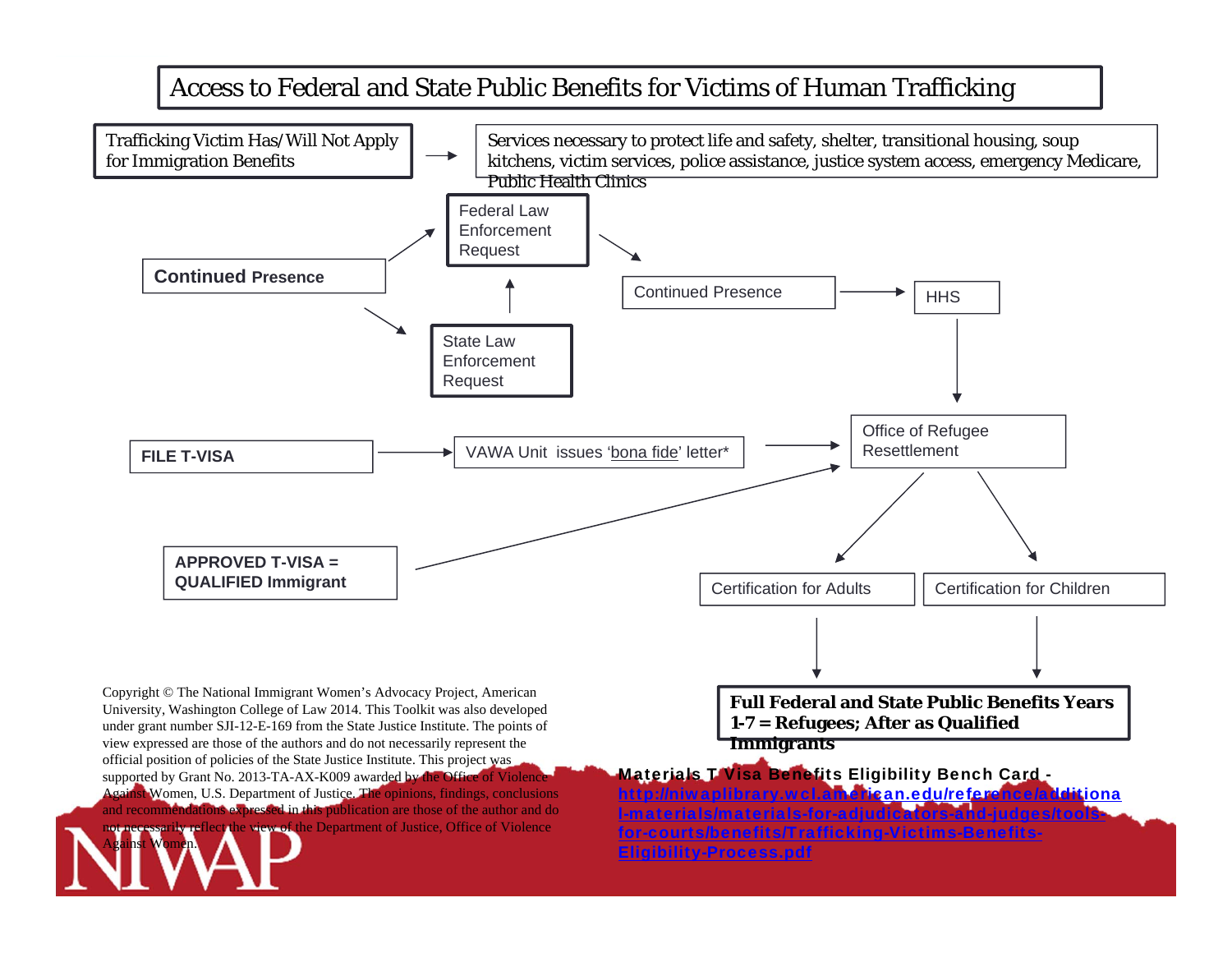# Access to Federal and State Public Benefits for Victims of Human Trafficking

**Trafficking Victim Has/Will Not Apply for Immigration Benefits** → Services necessary to protect life and safety, shelter, transitional housing, soup kitchens, victim services, police assistance, justice system access, emergency Medicare, Public Health Clinics

**Continued Presence** → Federal Law Enforcement Request

**Continued Presence** → State Law Enforcement Request → Federal Law Enforcement Request

Federal Law Enforcement Request → Continued Presence → HHS → Office of Refugee Resettlement

**FILE T-VISA** → VAWA Unit issues 'bona fide' letter* → Office of Refugee Resettlement

**APPROVED T-VISA = QUALIFIED Immigrant** → Office of Refugee Resettlement

Office of Refugee Resettlement → Certification for Adults → **Full Federal and State Public Benefits Years 1-7 = Refugees; After as Qualified Immigrants**

Office of Refugee Resettlement → Certification for Children → **Full Federal and State Public Benefits Years 1-7 = Refugees; After as Qualified Immigrants**

Copyright © The National Immigrant Women's Advocacy Project, American University, Washington College of Law 2014. This Toolkit was also developed under grant number SJI-12-E-169 from the State Justice Institute. The points of view expressed are those of the authors and do not necessarily represent the official position of policies of the State Justice Institute. This project was supported by Grant No. 2013-TA-AX-K009 awarded by the Office of Violence Against Women, U.S. Department of Justice. The opinions, findings, conclusions and recommendations expressed in this publication are those of the author and do not necessarily reflect the view of the Department of Justice, Office of Violence Against Women.

**Materials T Visa Benefits Eligibility Bench Card -** http://niwaplibrary.wcl.american.edu/reference/additional-materials/materials-for-adjudicators-and-judges/tools-for-courts/benefits/Trafficking-Victims-Benefits-Eligibility-Process.pdf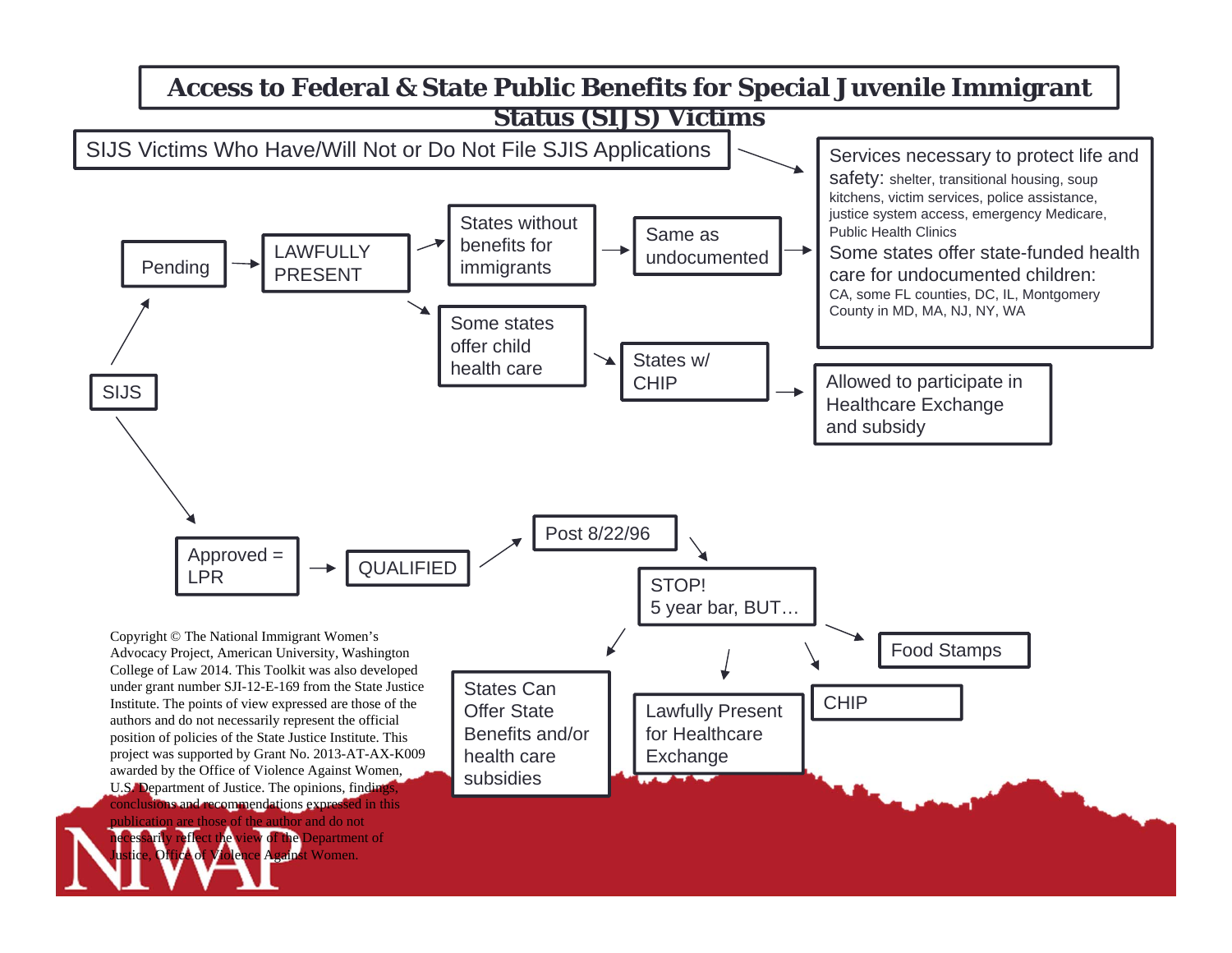# Access to Federal & State Public Benefits for Special Juvenile Immigrant Status (SIJS) Victims

SIJS Victims Who Have/Will Not or Do Not File SJIS Applications

Services necessary to protect life and safety: shelter, transitional housing, soup kitchens, victim services, police assistance, justice system access, emergency Medicare, Public Health Clinics

Some states offer state-funded health care for undocumented children: CA, some FL counties, DC, IL, Montgomery County in MD, MA, NJ, NY, WA

SIJS

Pending

LAWFULLY PRESENT

States without benefits for immigrants

Same as undocumented

Some states offer child health care

States w/ CHIP

Allowed to participate in Healthcare Exchange and subsidy

Approved = LPR

QUALIFIED

Post 8/22/96

STOP! 5 year bar, BUT…

States Can Offer State Benefits and/or health care subsidies

Lawfully Present for Healthcare Exchange

CHIP

Food Stamps

Copyright © The National Immigrant Women's Advocacy Project, American University, Washington College of Law 2014. This Toolkit was also developed under grant number SJI-12-E-169 from the State Justice Institute. The points of view expressed are those of the authors and do not necessarily represent the official position of policies of the State Justice Institute. This project was supported by Grant No. 2013-AT-AX-K009 awarded by the Office of Violence Against Women, U.S. Department of Justice. The opinions, findings, conclusions and recommendations expressed in this publication are those of the author and do not necessarily reflect the view of the Department of Justice, Office of Violence Against Women.

NIWAP